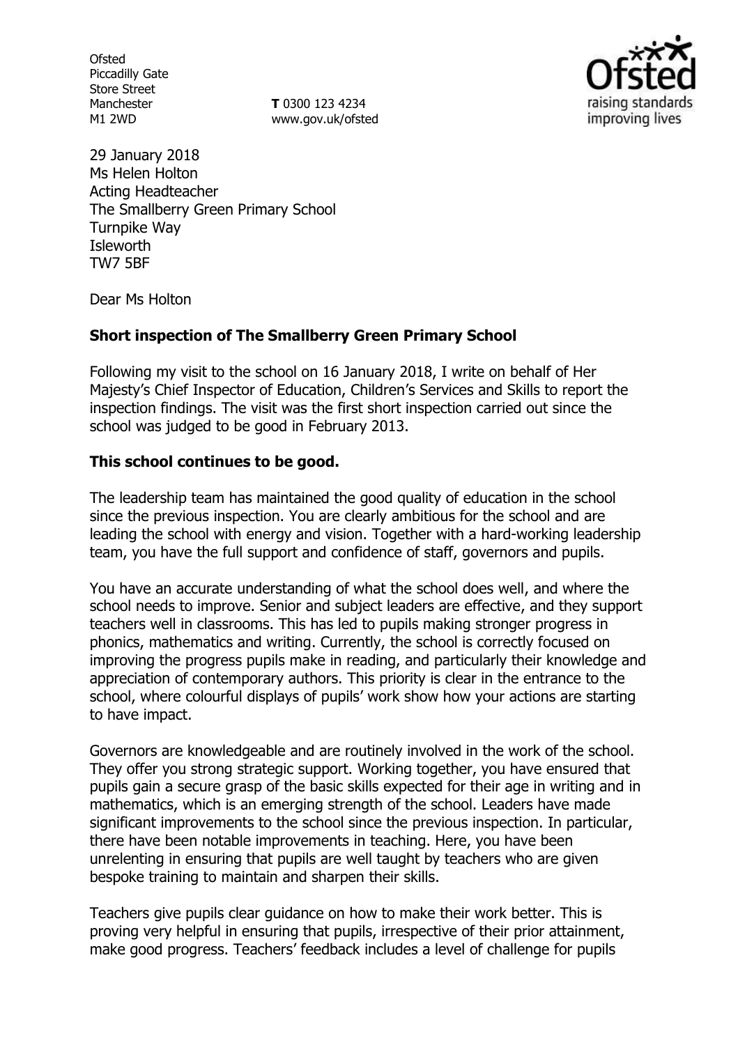Ofsted
Piccadilly Gate
Store Street
Manchester
M1 2WD

**T** 0300 123 4234
www.gov.uk/ofsted

29 January 2018
Ms Helen Holton
Acting Headteacher
The Smallberry Green Primary School
Turnpike Way
Isleworth
TW7 5BF

Dear Ms Holton

**Short inspection of The Smallberry Green Primary School**

Following my visit to the school on 16 January 2018, I write on behalf of Her Majesty's Chief Inspector of Education, Children's Services and Skills to report the inspection findings. The visit was the first short inspection carried out since the school was judged to be good in February 2013.

**This school continues to be good.**

The leadership team has maintained the good quality of education in the school since the previous inspection. You are clearly ambitious for the school and are leading the school with energy and vision. Together with a hard-working leadership team, you have the full support and confidence of staff, governors and pupils.

You have an accurate understanding of what the school does well, and where the school needs to improve. Senior and subject leaders are effective, and they support teachers well in classrooms. This has led to pupils making stronger progress in phonics, mathematics and writing. Currently, the school is correctly focused on improving the progress pupils make in reading, and particularly their knowledge and appreciation of contemporary authors. This priority is clear in the entrance to the school, where colourful displays of pupils' work show how your actions are starting to have impact.

Governors are knowledgeable and are routinely involved in the work of the school. They offer you strong strategic support. Working together, you have ensured that pupils gain a secure grasp of the basic skills expected for their age in writing and in mathematics, which is an emerging strength of the school. Leaders have made significant improvements to the school since the previous inspection. In particular, there have been notable improvements in teaching. Here, you have been unrelenting in ensuring that pupils are well taught by teachers who are given bespoke training to maintain and sharpen their skills.

Teachers give pupils clear guidance on how to make their work better. This is proving very helpful in ensuring that pupils, irrespective of their prior attainment, make good progress. Teachers' feedback includes a level of challenge for pupils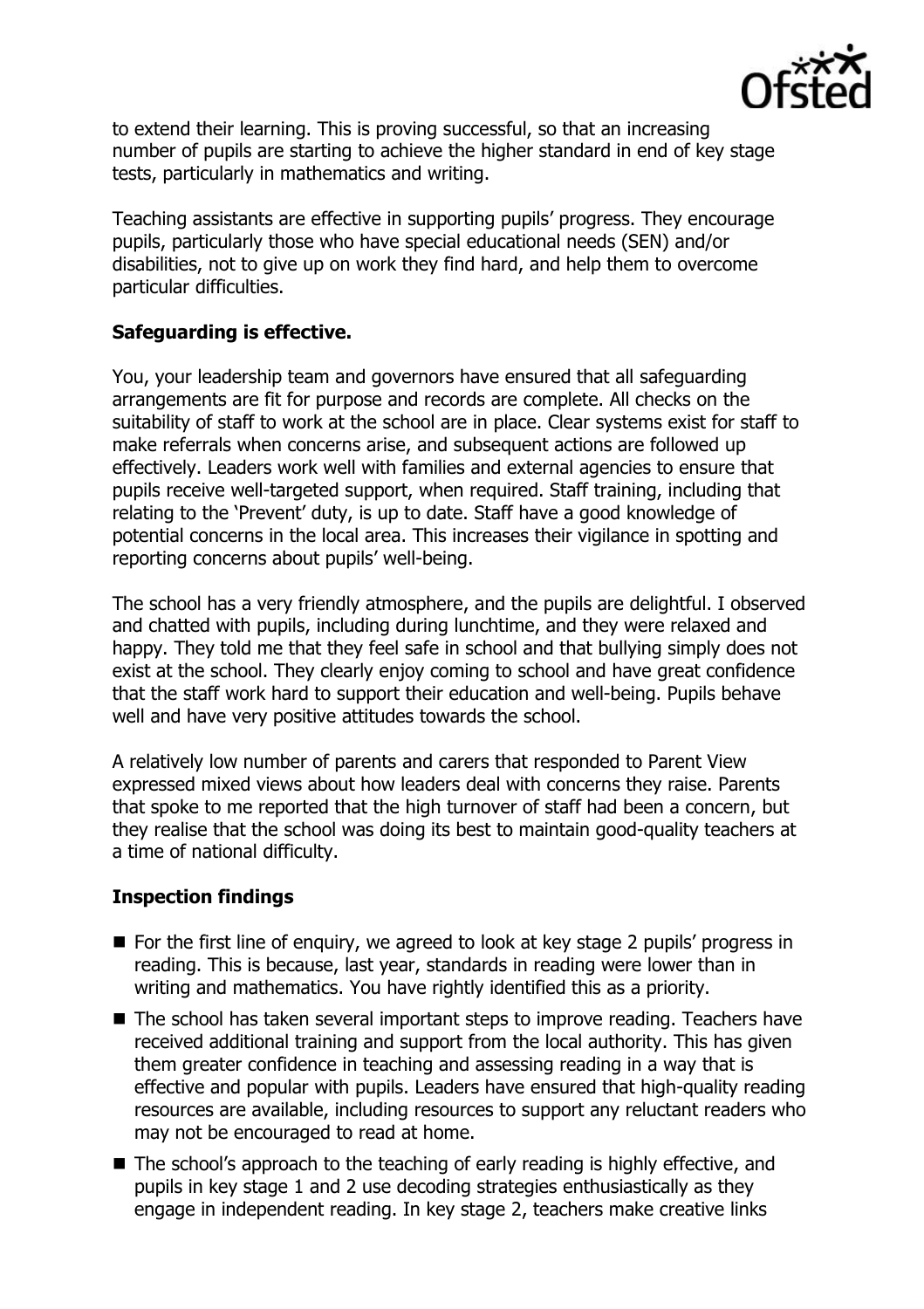to extend their learning. This is proving successful, so that an increasing number of pupils are starting to achieve the higher standard in end of key stage tests, particularly in mathematics and writing.

Teaching assistants are effective in supporting pupils' progress. They encourage pupils, particularly those who have special educational needs (SEN) and/or disabilities, not to give up on work they find hard, and help them to overcome particular difficulties.

**Safeguarding is effective.**

You, your leadership team and governors have ensured that all safeguarding arrangements are fit for purpose and records are complete. All checks on the suitability of staff to work at the school are in place. Clear systems exist for staff to make referrals when concerns arise, and subsequent actions are followed up effectively. Leaders work well with families and external agencies to ensure that pupils receive well-targeted support, when required. Staff training, including that relating to the 'Prevent' duty, is up to date. Staff have a good knowledge of potential concerns in the local area. This increases their vigilance in spotting and reporting concerns about pupils' well-being.

The school has a very friendly atmosphere, and the pupils are delightful. I observed and chatted with pupils, including during lunchtime, and they were relaxed and happy. They told me that they feel safe in school and that bullying simply does not exist at the school. They clearly enjoy coming to school and have great confidence that the staff work hard to support their education and well-being. Pupils behave well and have very positive attitudes towards the school.

A relatively low number of parents and carers that responded to Parent View expressed mixed views about how leaders deal with concerns they raise. Parents that spoke to me reported that the high turnover of staff had been a concern, but they realise that the school was doing its best to maintain good-quality teachers at a time of national difficulty.

**Inspection findings**

- For the first line of enquiry, we agreed to look at key stage 2 pupils' progress in reading. This is because, last year, standards in reading were lower than in writing and mathematics. You have rightly identified this as a priority.
- The school has taken several important steps to improve reading. Teachers have received additional training and support from the local authority. This has given them greater confidence in teaching and assessing reading in a way that is effective and popular with pupils. Leaders have ensured that high-quality reading resources are available, including resources to support any reluctant readers who may not be encouraged to read at home.
- The school's approach to the teaching of early reading is highly effective, and pupils in key stage 1 and 2 use decoding strategies enthusiastically as they engage in independent reading. In key stage 2, teachers make creative links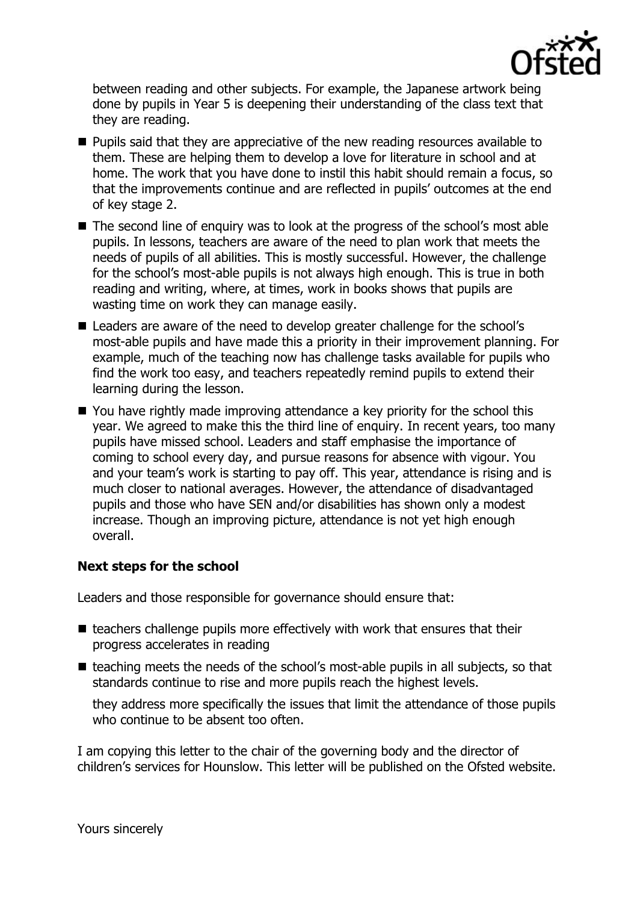between reading and other subjects. For example, the Japanese artwork being done by pupils in Year 5 is deepening their understanding of the class text that they are reading.

- Pupils said that they are appreciative of the new reading resources available to them. These are helping them to develop a love for literature in school and at home. The work that you have done to instil this habit should remain a focus, so that the improvements continue and are reflected in pupils' outcomes at the end of key stage 2.
- The second line of enquiry was to look at the progress of the school's most able pupils. In lessons, teachers are aware of the need to plan work that meets the needs of pupils of all abilities. This is mostly successful. However, the challenge for the school's most-able pupils is not always high enough. This is true in both reading and writing, where, at times, work in books shows that pupils are wasting time on work they can manage easily.
- Leaders are aware of the need to develop greater challenge for the school's most-able pupils and have made this a priority in their improvement planning. For example, much of the teaching now has challenge tasks available for pupils who find the work too easy, and teachers repeatedly remind pupils to extend their learning during the lesson.
- You have rightly made improving attendance a key priority for the school this year. We agreed to make this the third line of enquiry. In recent years, too many pupils have missed school. Leaders and staff emphasise the importance of coming to school every day, and pursue reasons for absence with vigour. You and your team's work is starting to pay off. This year, attendance is rising and is much closer to national averages. However, the attendance of disadvantaged pupils and those who have SEN and/or disabilities has shown only a modest increase. Though an improving picture, attendance is not yet high enough overall.

### Next steps for the school

Leaders and those responsible for governance should ensure that:

- teachers challenge pupils more effectively with work that ensures that their progress accelerates in reading
- teaching meets the needs of the school's most-able pupils in all subjects, so that standards continue to rise and more pupils reach the highest levels.

  they address more specifically the issues that limit the attendance of those pupils who continue to be absent too often.

I am copying this letter to the chair of the governing body and the director of children's services for Hounslow. This letter will be published on the Ofsted website.

Yours sincerely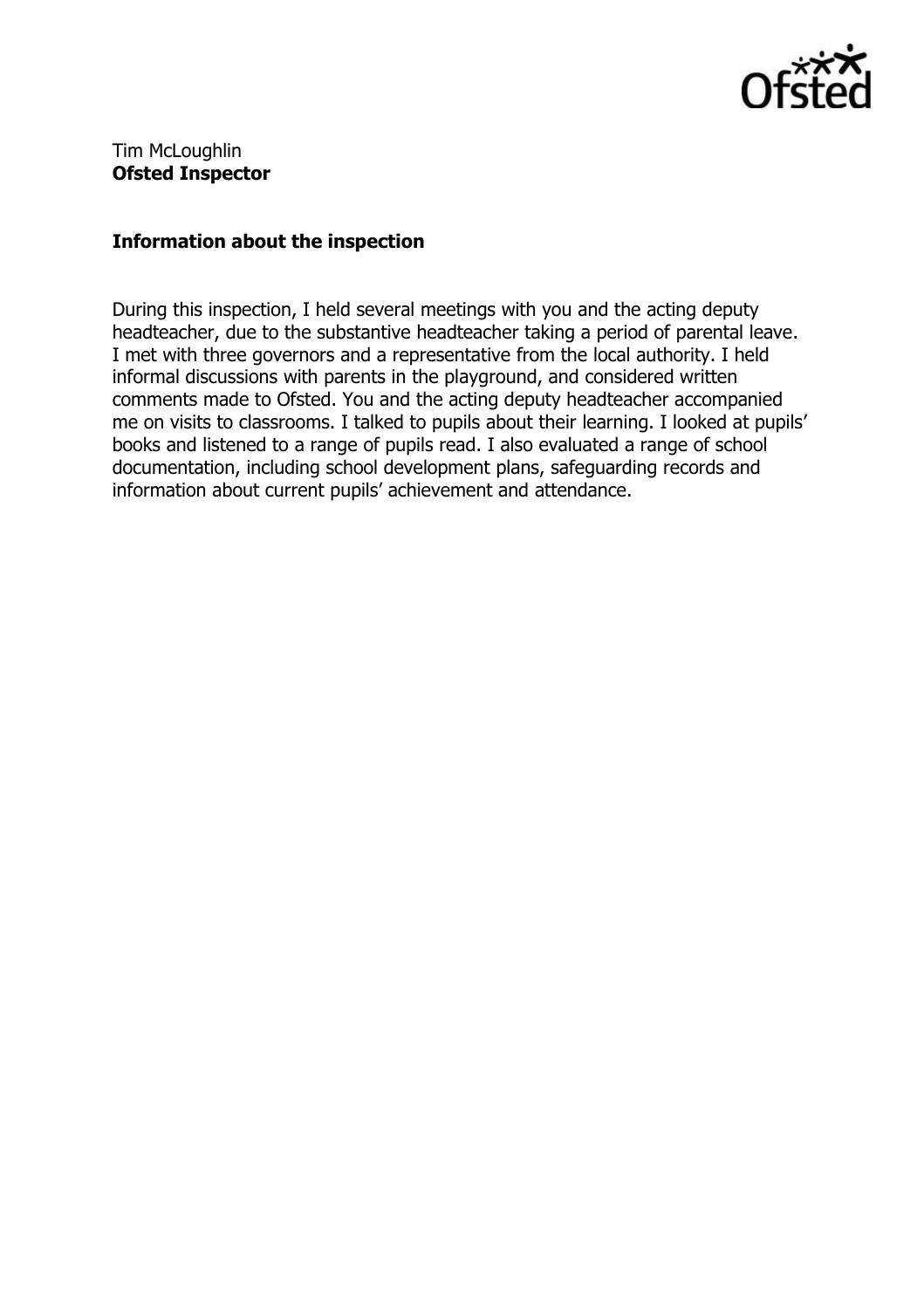Tim McLoughlin
**Ofsted Inspector**

## Information about the inspection

During this inspection, I held several meetings with you and the acting deputy headteacher, due to the substantive headteacher taking a period of parental leave. I met with three governors and a representative from the local authority. I held informal discussions with parents in the playground, and considered written comments made to Ofsted. You and the acting deputy headteacher accompanied me on visits to classrooms. I talked to pupils about their learning. I looked at pupils' books and listened to a range of pupils read. I also evaluated a range of school documentation, including school development plans, safeguarding records and information about current pupils' achievement and attendance.